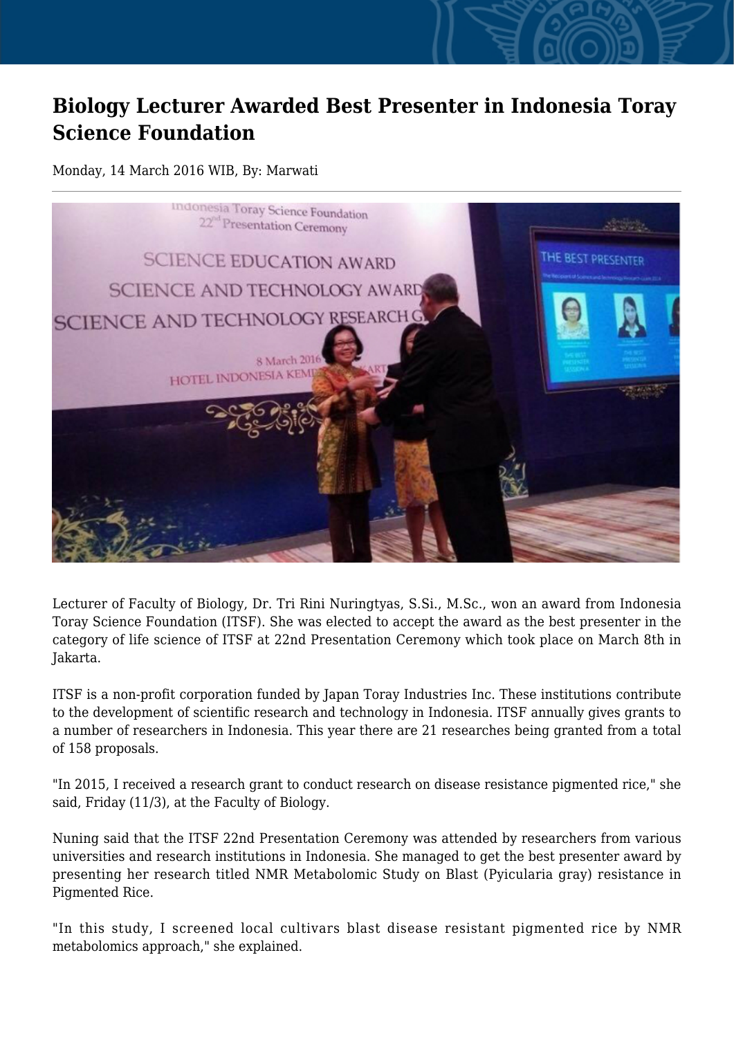# Biology Lecturer Awarded Best Presenter in Indonesia Toray Science Foundation

Monday, 14 March 2016 WIB, By: Marwati

Lecturer of Faculty of Biology, Dr. Tri Rini Nuringtyas, S.Si., M.Sc., won an award from Indonesia Toray Science Foundation (ITSF). She was elected to accept the award as the best presenter in the category of life science of ITSF at 22nd Presentation Ceremony which took place on March 8th in Jakarta.

ITSF is a non-profit corporation funded by Japan Toray Industries Inc. These institutions contribute to the development of scientific research and technology in Indonesia. ITSF annually gives grants to a number of researchers in Indonesia. This year there are 21 researches being granted from a total of 158 proposals.

"In 2015, I received a research grant to conduct research on disease resistance pigmented rice," she said, Friday (11/3), at the Faculty of Biology.

Nuning said that the ITSF 22nd Presentation Ceremony was attended by researchers from various universities and research institutions in Indonesia. She managed to get the best presenter award by presenting her research titled NMR Metabolomic Study on Blast (Pyicularia gray) resistance in Pigmented Rice.

"In this study, I screened local cultivars blast disease resistant pigmented rice by NMR metabolomics approach," she explained.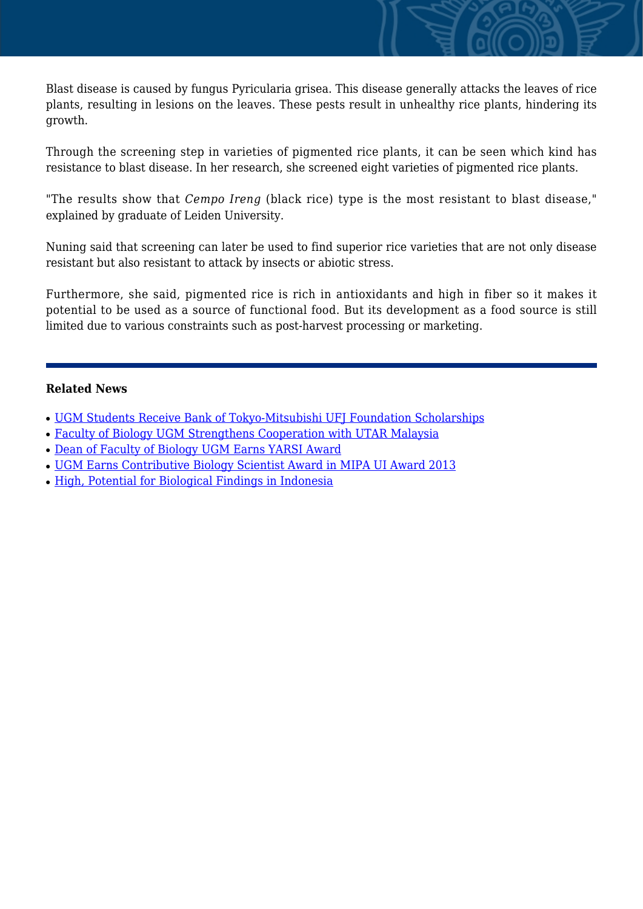Blast disease is caused by fungus Pyricularia grisea. This disease generally attacks the leaves of rice plants, resulting in lesions on the leaves. These pests result in unhealthy rice plants, hindering its growth.

Through the screening step in varieties of pigmented rice plants, it can be seen which kind has resistance to blast disease. In her research, she screened eight varieties of pigmented rice plants.

"The results show that *Cempo Ireng* (black rice) type is the most resistant to blast disease," explained by graduate of Leiden University.

Nuning said that screening can later be used to find superior rice varieties that are not only disease resistant but also resistant to attack by insects or abiotic stress.

Furthermore, she said, pigmented rice is rich in antioxidants and high in fiber so it makes it potential to be used as a source of functional food. But its development as a food source is still limited due to various constraints such as post-harvest processing or marketing.

---

**Related News**

- UGM Students Receive Bank of Tokyo-Mitsubishi UFJ Foundation Scholarships
- Faculty of Biology UGM Strengthens Cooperation with UTAR Malaysia
- Dean of Faculty of Biology UGM Earns YARSI Award
- UGM Earns Contributive Biology Scientist Award in MIPA UI Award 2013
- High, Potential for Biological Findings in Indonesia